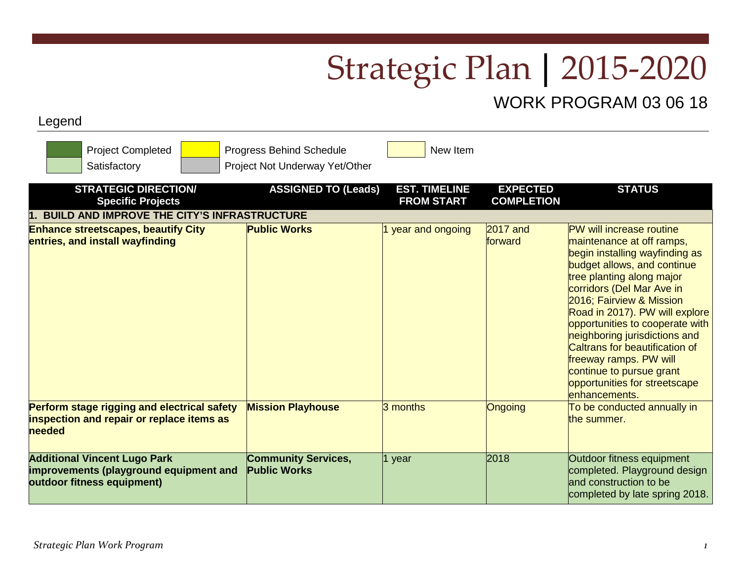# Strategic Plan | 2015-2020

## WORK PROGRAM 03 06 18

### Legend

| Color | Meaning |
|---|---|
| Dark green | Project Completed |
| Light green | Satisfactory |
| Yellow | Progress Behind Schedule |
| Gray | Project Not Underway Yet/Other |
| Light yellow | New Item |

| STRATEGIC DIRECTION/ Specific Projects | ASSIGNED TO (Leads) | EST. TIMELINE FROM START | EXPECTED COMPLETION | STATUS |
|---|---|---|---|---|
| **1. BUILD AND IMPROVE THE CITY'S INFRASTRUCTURE** | | | | |
| **Enhance streetscapes, beautify City entries, and install wayfinding** | **Public Works** | 1 year and ongoing | 2017 and forward | PW will increase routine maintenance at off ramps, begin installing wayfinding as budget allows, and continue tree planting along major corridors (Del Mar Ave in 2016; Fairview & Mission Road in 2017). PW will explore opportunities to cooperate with neighboring jurisdictions and Caltrans for beautification of freeway ramps. PW will continue to pursue grant opportunities for streetscape enhancements. |
| **Perform stage rigging and electrical safety inspection and repair or replace items as needed** | **Mission Playhouse** | 3 months | Ongoing | To be conducted annually in the summer. |
| **Additional Vincent Lugo Park improvements (playground equipment and outdoor fitness equipment)** | **Community Services, Public Works** | 1 year | 2018 | Outdoor fitness equipment completed. Playground design and construction to be completed by late spring 2018. |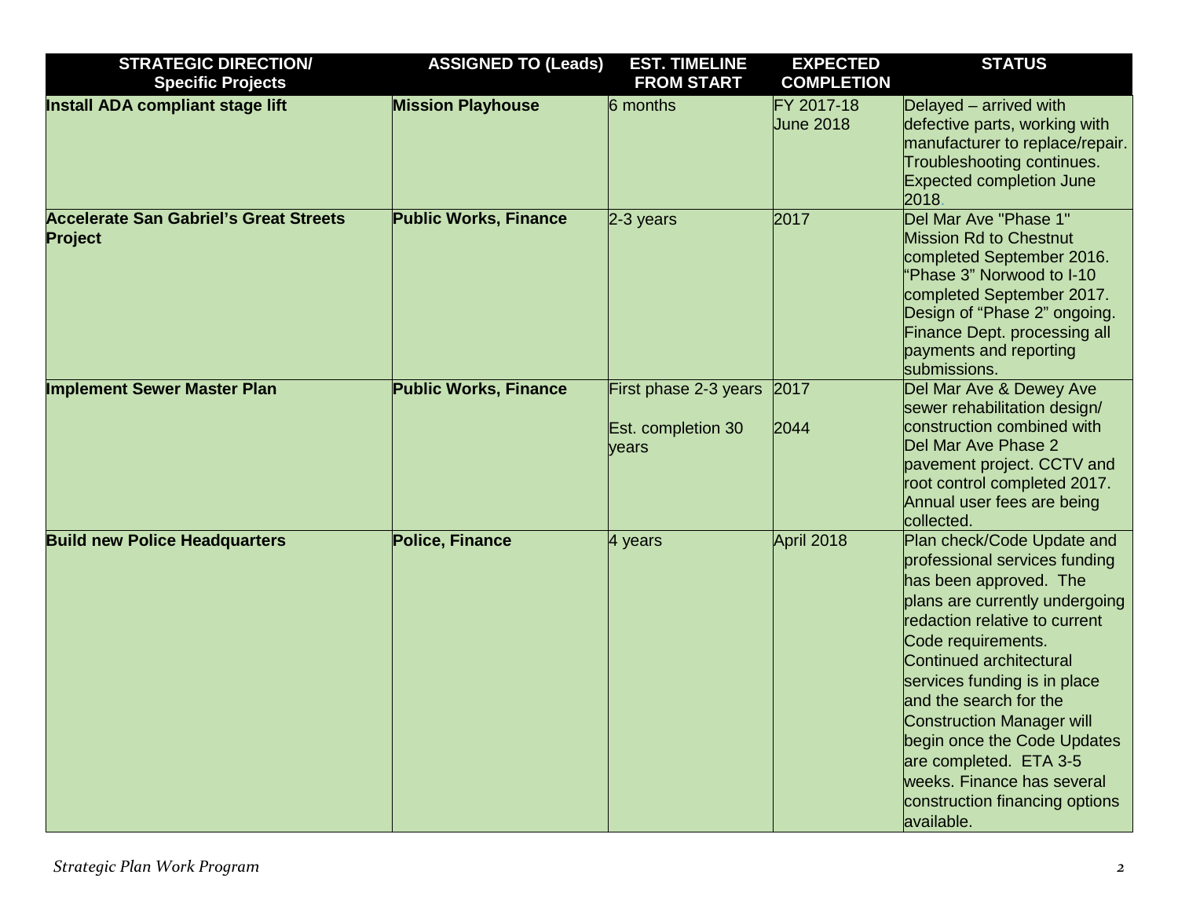| STRATEGIC DIRECTION/ Specific Projects | ASSIGNED TO (Leads) | EST. TIMELINE FROM START | EXPECTED COMPLETION | STATUS |
|---|---|---|---|---|
| **Install ADA compliant stage lift** | **Mission Playhouse** | 6 months | FY 2017-18 June 2018 | Delayed – arrived with defective parts, working with manufacturer to replace/repair. Troubleshooting continues. Expected completion June 2018. |
| **Accelerate San Gabriel's Great Streets Project** | **Public Works, Finance** | 2-3 years | 2017 | Del Mar Ave "Phase 1" Mission Rd to Chestnut completed September 2016. "Phase 3" Norwood to I-10 completed September 2017. Design of "Phase 2" ongoing. Finance Dept. processing all payments and reporting submissions. |
| **Implement Sewer Master Plan** | **Public Works, Finance** | First phase 2-3 years<br><br>Est. completion 30 years | 2017<br><br>2044 | Del Mar Ave & Dewey Ave sewer rehabilitation design/ construction combined with Del Mar Ave Phase 2 pavement project. CCTV and root control completed 2017. Annual user fees are being collected. |
| **Build new Police Headquarters** | **Police, Finance** | 4 years | April 2018 | Plan check/Code Update and professional services funding has been approved. The plans are currently undergoing redaction relative to current Code requirements. Continued architectural services funding is in place and the search for the Construction Manager will begin once the Code Updates are completed. ETA 3-5 weeks. Finance has several construction financing options available. |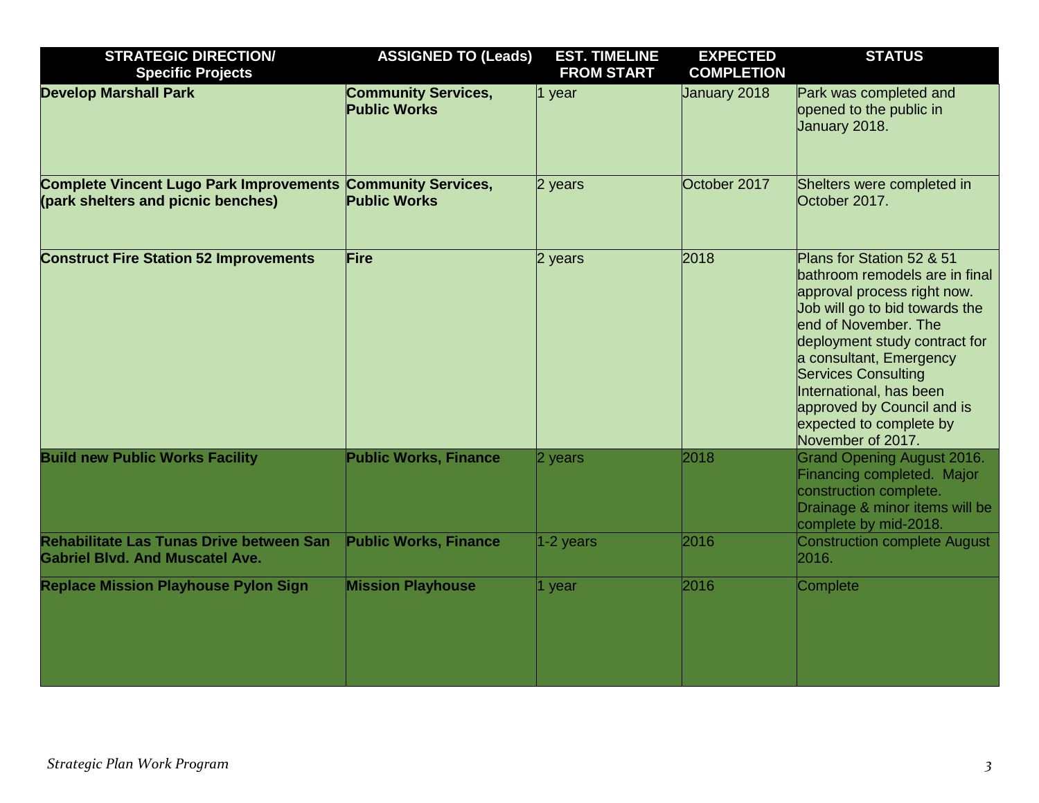| STRATEGIC DIRECTION/ Specific Projects | ASSIGNED TO (Leads) | EST. TIMELINE FROM START | EXPECTED COMPLETION | STATUS |
|---|---|---|---|---|
| **Develop Marshall Park** | **Community Services, Public Works** | 1 year | January 2018 | Park was completed and opened to the public in January 2018. |
| **Complete Vincent Lugo Park Improvements (park shelters and picnic benches)** | **Community Services, Public Works** | 2 years | October 2017 | Shelters were completed in October 2017. |
| **Construct Fire Station 52 Improvements** | **Fire** | 2 years | 2018 | Plans for Station 52 & 51 bathroom remodels are in final approval process right now. Job will go to bid towards the end of November. The deployment study contract for a consultant, Emergency Services Consulting International, has been approved by Council and is expected to complete by November of 2017. |
| **Build new Public Works Facility** | **Public Works, Finance** | 2 years | 2018 | Grand Opening August 2016. Financing completed. Major construction complete. Drainage & minor items will be complete by mid-2018. |
| **Rehabilitate Las Tunas Drive between San Gabriel Blvd. And Muscatel Ave.** | **Public Works, Finance** | 1-2 years | 2016 | Construction complete August 2016. |
| **Replace Mission Playhouse Pylon Sign** | **Mission Playhouse** | 1 year | 2016 | Complete |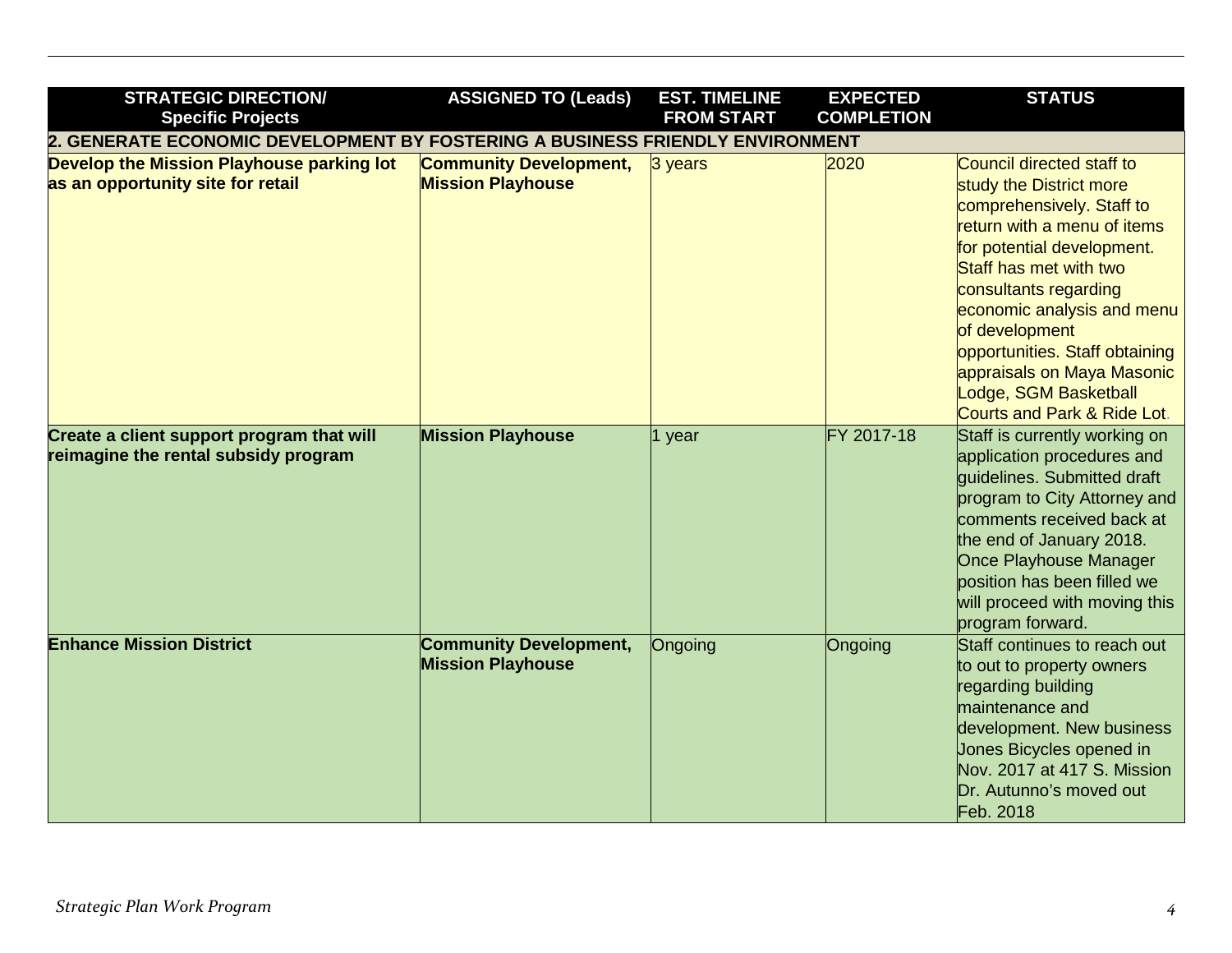| STRATEGIC DIRECTION/ Specific Projects | ASSIGNED TO (Leads) | EST. TIMELINE FROM START | EXPECTED COMPLETION | STATUS |
|---|---|---|---|---|
| **2. GENERATE ECONOMIC DEVELOPMENT BY FOSTERING A BUSINESS FRIENDLY ENVIRONMENT** | | | | |
| **Develop the Mission Playhouse parking lot as an opportunity site for retail** | **Community Development, Mission Playhouse** | 3 years | 2020 | Council directed staff to study the District more comprehensively. Staff to return with a menu of items for potential development. Staff has met with two consultants regarding economic analysis and menu of development opportunities. Staff obtaining appraisals on Maya Masonic Lodge, SGM Basketball Courts and Park & Ride Lot. |
| **Create a client support program that will reimagine the rental subsidy program** | **Mission Playhouse** | 1 year | FY 2017-18 | Staff is currently working on application procedures and guidelines. Submitted draft program to City Attorney and comments received back at the end of January 2018. Once Playhouse Manager position has been filled we will proceed with moving this program forward. |
| **Enhance Mission District** | **Community Development, Mission Playhouse** | Ongoing | Ongoing | Staff continues to reach out to out to property owners regarding building maintenance and development. New business Jones Bicycles opened in Nov. 2017 at 417 S. Mission Dr. Autunno's moved out Feb. 2018 |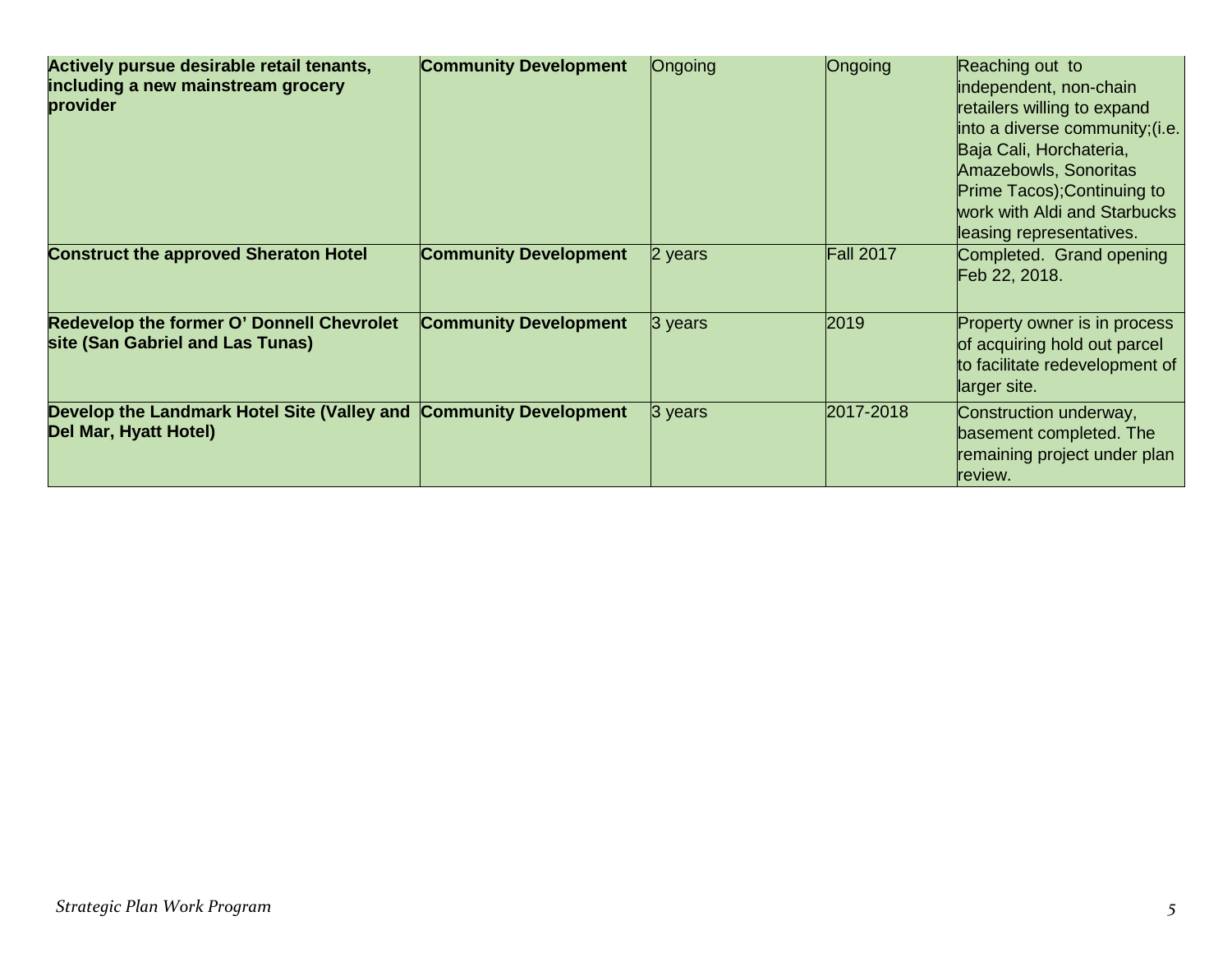| | | | | |
|---|---|---|---|---|
| **Actively pursue desirable retail tenants, including a new mainstream grocery provider** | **Community Development** | Ongoing | Ongoing | Reaching out to independent, non-chain retailers willing to expand into a diverse community;(i.e. Baja Cali, Horchateria, Amazebowls, Sonoritas Prime Tacos);Continuing to work with Aldi and Starbucks leasing representatives. |
| **Construct the approved Sheraton Hotel** | **Community Development** | 2 years | Fall 2017 | Completed. Grand opening Feb 22, 2018. |
| **Redevelop the former O' Donnell Chevrolet site (San Gabriel and Las Tunas)** | **Community Development** | 3 years | 2019 | Property owner is in process of acquiring hold out parcel to facilitate redevelopment of larger site. |
| **Develop the Landmark Hotel Site (Valley and Del Mar, Hyatt Hotel)** | **Community Development** | 3 years | 2017-2018 | Construction underway, basement completed. The remaining project under plan review. |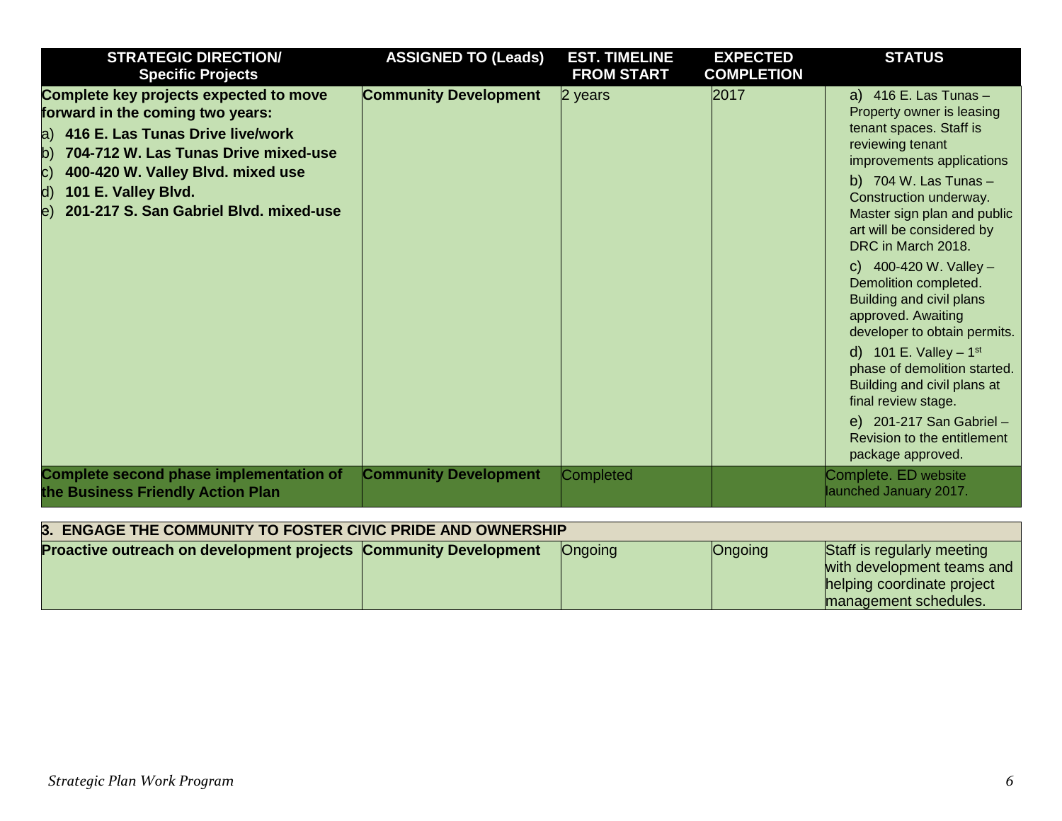| STRATEGIC DIRECTION/ Specific Projects | ASSIGNED TO (Leads) | EST. TIMELINE FROM START | EXPECTED COMPLETION | STATUS |
|---|---|---|---|---|
| **Complete key projects expected to move forward in the coming two years:**<br>a) **416 E. Las Tunas Drive live/work**<br>b) **704-712 W. Las Tunas Drive mixed-use**<br>c) **400-420 W. Valley Blvd. mixed use**<br>d) **101 E. Valley Blvd.**<br>e) **201-217 S. San Gabriel Blvd. mixed-use** | **Community Development** | 2 years | 2017 | a) 416 E. Las Tunas – Property owner is leasing tenant spaces. Staff is reviewing tenant improvements applications<br>b) 704 W. Las Tunas – Construction underway. Master sign plan and public art will be considered by DRC in March 2018.<br>c) 400-420 W. Valley – Demolition completed. Building and civil plans approved. Awaiting developer to obtain permits.<br>d) 101 E. Valley – 1st phase of demolition started. Building and civil plans at final review stage.<br>e) 201-217 San Gabriel – Revision to the entitlement package approved. |
| **Complete second phase implementation of the Business Friendly Action Plan** | **Community Development** | Completed | | Complete. ED website launched January 2017. |
| **3. ENGAGE THE COMMUNITY TO FOSTER CIVIC PRIDE AND OWNERSHIP** | | | | |
| **Proactive outreach on development projects** | **Community Development** | Ongoing | Ongoing | Staff is regularly meeting with development teams and helping coordinate project management schedules. |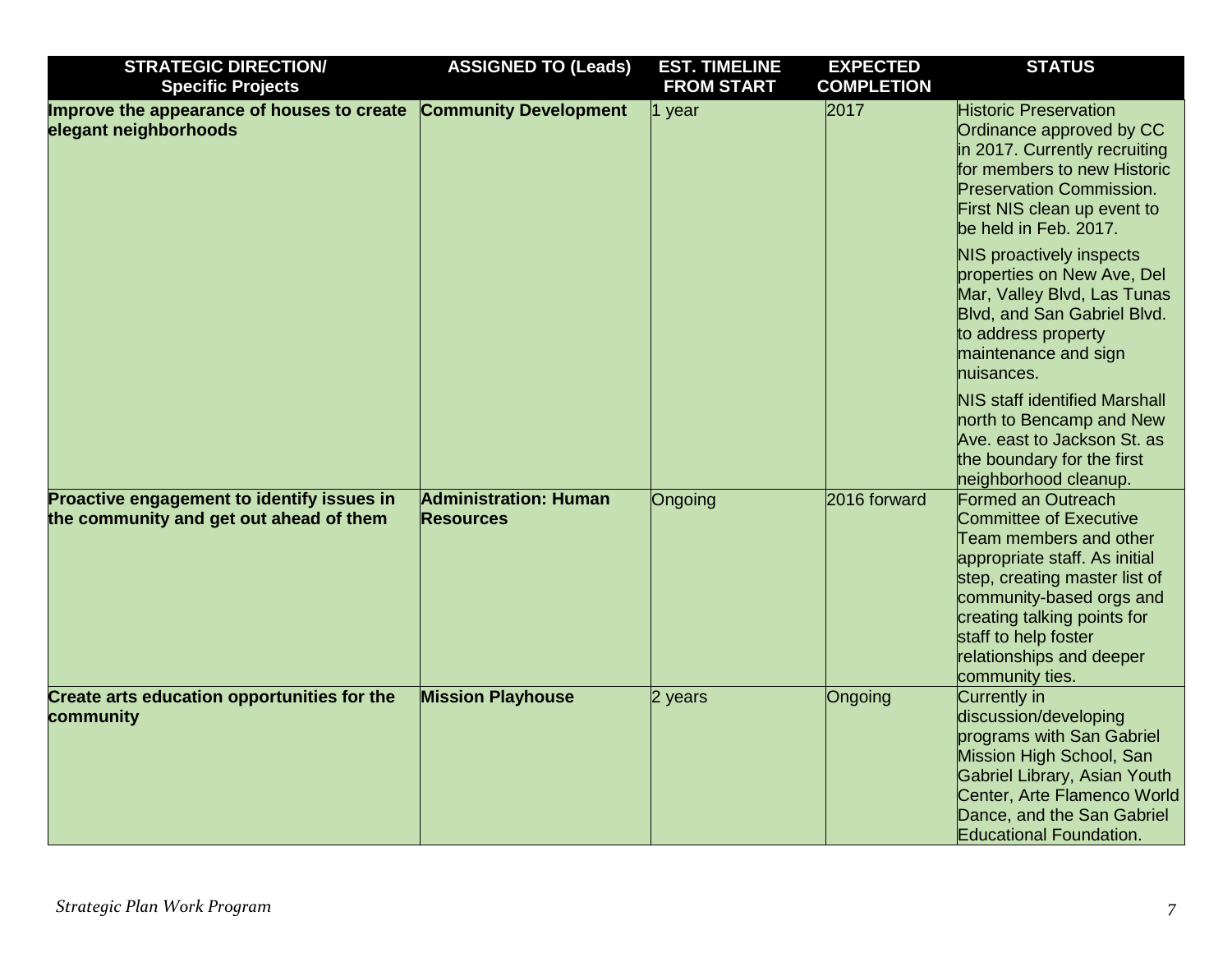| STRATEGIC DIRECTION/ Specific Projects | ASSIGNED TO (Leads) | EST. TIMELINE FROM START | EXPECTED COMPLETION | STATUS |
|---|---|---|---|---|
| **Improve the appearance of houses to create elegant neighborhoods** | **Community Development** | 1 year | 2017 | Historic Preservation Ordinance approved by CC in 2017. Currently recruiting for members to new Historic Preservation Commission. First NIS clean up event to be held in Feb. 2017.<br><br>NIS proactively inspects properties on New Ave, Del Mar, Valley Blvd, Las Tunas Blvd, and San Gabriel Blvd. to address property maintenance and sign nuisances.<br><br>NIS staff identified Marshall north to Bencamp and New Ave. east to Jackson St. as the boundary for the first neighborhood cleanup. |
| **Proactive engagement to identify issues in the community and get out ahead of them** | **Administration: Human Resources** | Ongoing | 2016 forward | Formed an Outreach Committee of Executive Team members and other appropriate staff. As initial step, creating master list of community-based orgs and creating talking points for staff to help foster relationships and deeper community ties. |
| **Create arts education opportunities for the community** | **Mission Playhouse** | 2 years | Ongoing | Currently in discussion/developing programs with San Gabriel Mission High School, San Gabriel Library, Asian Youth Center, Arte Flamenco World Dance, and the San Gabriel Educational Foundation. |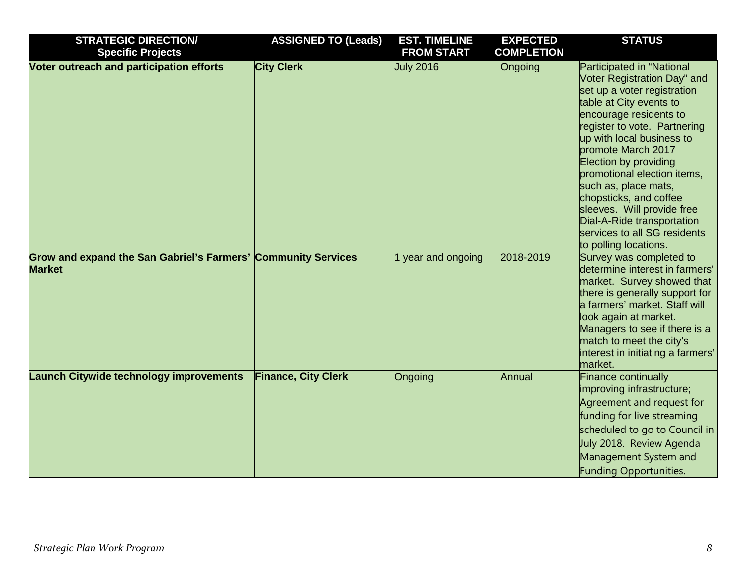| STRATEGIC DIRECTION/ Specific Projects | ASSIGNED TO (Leads) | EST. TIMELINE FROM START | EXPECTED COMPLETION | STATUS |
|---|---|---|---|---|
| **Voter outreach and participation efforts** | **City Clerk** | July 2016 | Ongoing | Participated in "National Voter Registration Day" and set up a voter registration table at City events to encourage residents to register to vote. Partnering up with local business to promote March 2017 Election by providing promotional election items, such as, place mats, chopsticks, and coffee sleeves. Will provide free Dial-A-Ride transportation services to all SG residents to polling locations. |
| **Grow and expand the San Gabriel's Farmers' Market** | **Community Services** | 1 year and ongoing | 2018-2019 | Survey was completed to determine interest in farmers' market. Survey showed that there is generally support for a farmers' market. Staff will look again at market. Managers to see if there is a match to meet the city's interest in initiating a farmers' market. |
| **Launch Citywide technology improvements** | **Finance, City Clerk** | Ongoing | Annual | Finance continually improving infrastructure; Agreement and request for funding for live streaming scheduled to go to Council in July 2018. Review Agenda Management System and Funding Opportunities. |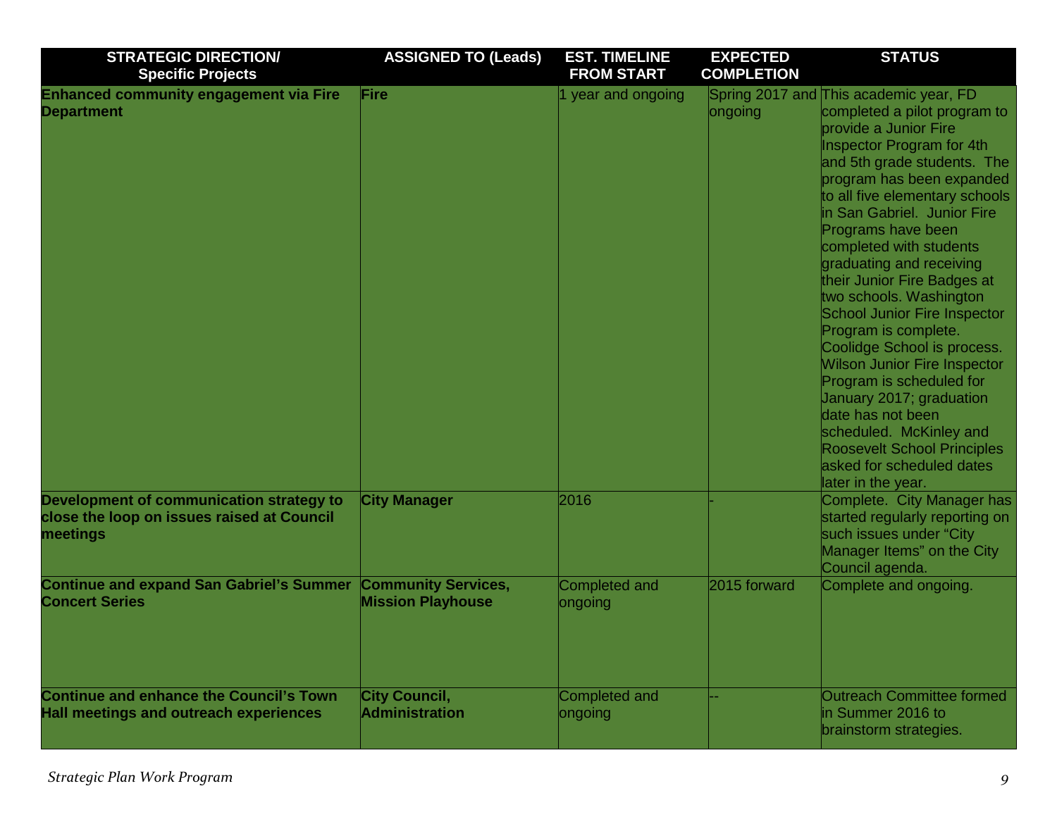| STRATEGIC DIRECTION/ Specific Projects | ASSIGNED TO (Leads) | EST. TIMELINE FROM START | EXPECTED COMPLETION | STATUS |
|---|---|---|---|---|
| **Enhanced community engagement via Fire Department** | **Fire** | 1 year and ongoing | Spring 2017 and ongoing | This academic year, FD completed a pilot program to provide a Junior Fire Inspector Program for 4th and 5th grade students. The program has been expanded to all five elementary schools in San Gabriel. Junior Fire Programs have been completed with students graduating and receiving their Junior Fire Badges at two schools. Washington School Junior Fire Inspector Program is complete. Coolidge School is process. Wilson Junior Fire Inspector Program is scheduled for January 2017; graduation date has not been scheduled. McKinley and Roosevelt School Principles asked for scheduled dates later in the year. |
| **Development of communication strategy to close the loop on issues raised at Council meetings** | **City Manager** | 2016 | - | Complete. City Manager has started regularly reporting on such issues under "City Manager Items" on the City Council agenda. |
| **Continue and expand San Gabriel's Summer Concert Series** | **Community Services, Mission Playhouse** | Completed and ongoing | 2015 forward | Complete and ongoing. |
| **Continue and enhance the Council's Town Hall meetings and outreach experiences** | **City Council, Administration** | Completed and ongoing | -- | Outreach Committee formed in Summer 2016 to brainstorm strategies. |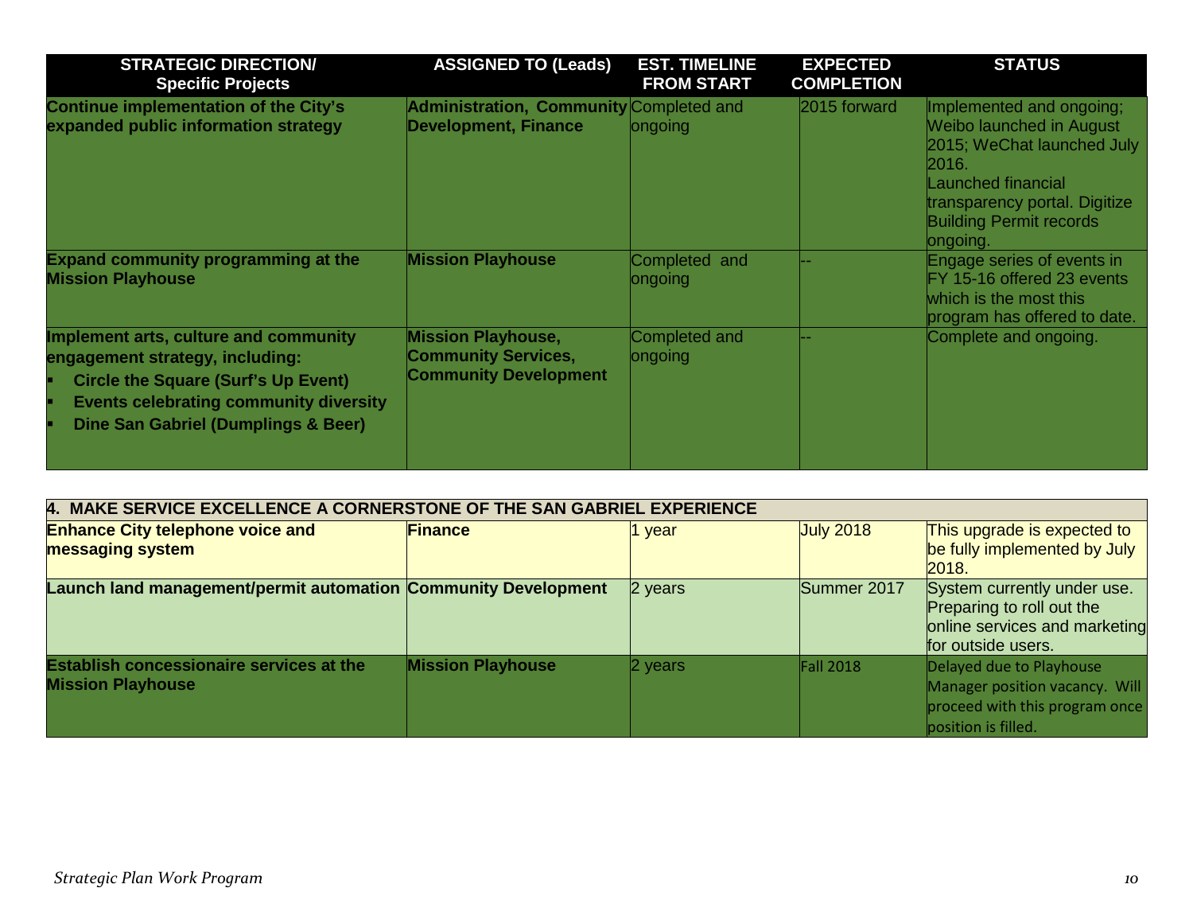| STRATEGIC DIRECTION/ Specific Projects | ASSIGNED TO (Leads) | EST. TIMELINE FROM START | EXPECTED COMPLETION | STATUS |
|---|---|---|---|---|
| **Continue implementation of the City's expanded public information strategy** | **Administration, Community Development, Finance** | Completed and ongoing | 2015 forward | Implemented and ongoing; Weibo launched in August 2015; WeChat launched July 2016. Launched financial transparency portal. Digitize Building Permit records ongoing. |
| **Expand community programming at the Mission Playhouse** | **Mission Playhouse** | Completed and ongoing | -- | Engage series of events in FY 15-16 offered 23 events which is the most this program has offered to date. |
| **Implement arts, culture and community engagement strategy, including:**<br>▪ **Circle the Square (Surf's Up Event)**<br>▪ **Events celebrating community diversity**<br>▪ **Dine San Gabriel (Dumplings & Beer)** | **Mission Playhouse, Community Services, Community Development** | Completed and ongoing | -- | Complete and ongoing. |
| **4. MAKE SERVICE EXCELLENCE A CORNERSTONE OF THE SAN GABRIEL EXPERIENCE** | | | | |
| **Enhance City telephone voice and messaging system** | **Finance** | 1 year | July 2018 | This upgrade is expected to be fully implemented by July 2018. |
| **Launch land management/permit automation** | **Community Development** | 2 years | Summer 2017 | System currently under use. Preparing to roll out the online services and marketing for outside users. |
| **Establish concessionaire services at the Mission Playhouse** | **Mission Playhouse** | 2 years | Fall 2018 | Delayed due to Playhouse Manager position vacancy. Will proceed with this program once position is filled. |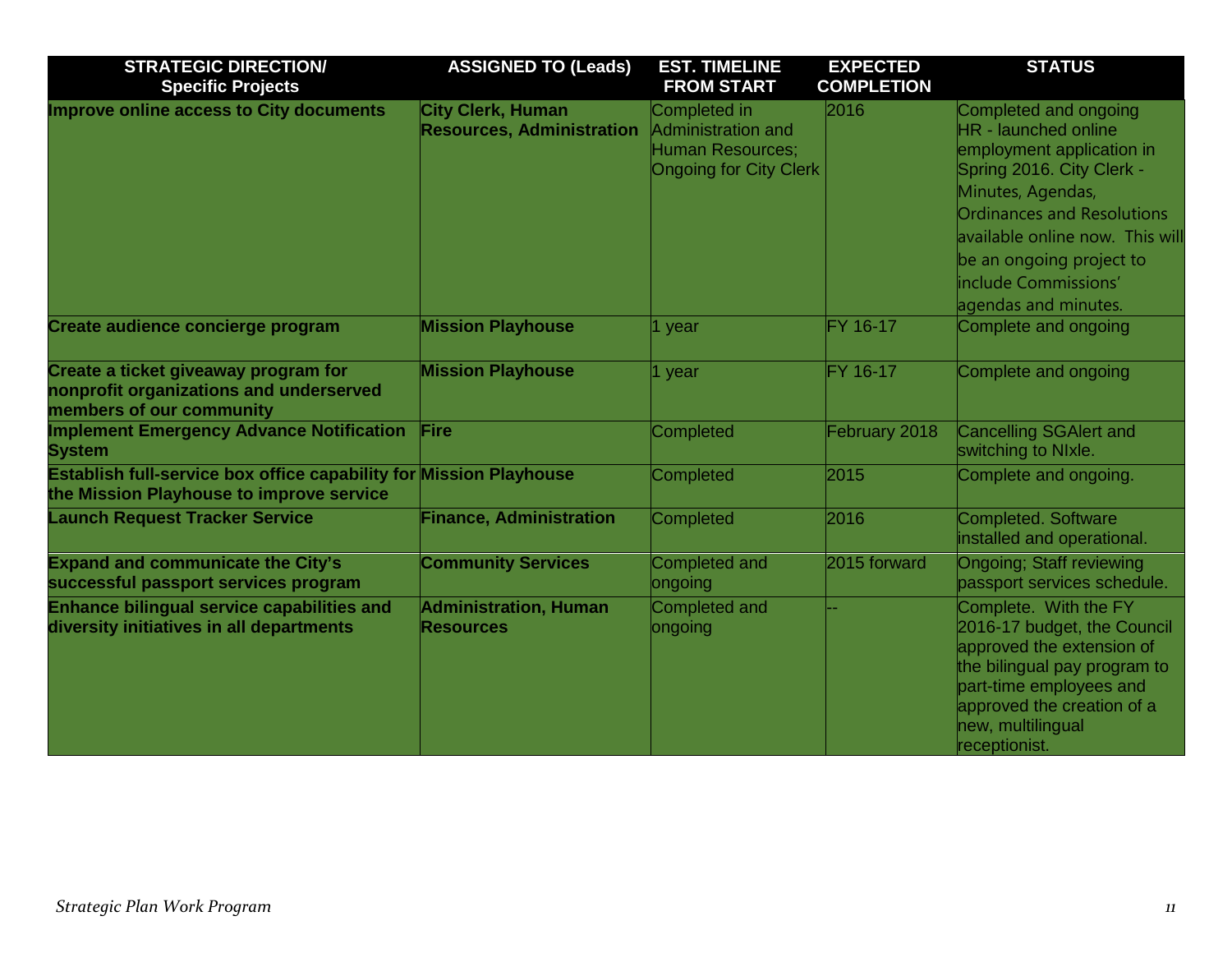| STRATEGIC DIRECTION/ Specific Projects | ASSIGNED TO (Leads) | EST. TIMELINE FROM START | EXPECTED COMPLETION | STATUS |
|---|---|---|---|---|
| **Improve online access to City documents** | **City Clerk, Human Resources, Administration** | Completed in Administration and Human Resources; Ongoing for City Clerk | 2016 | Completed and ongoing HR - launched online employment application in Spring 2016. City Clerk - Minutes, Agendas, Ordinances and Resolutions available online now. This will be an ongoing project to include Commissions' agendas and minutes. |
| **Create audience concierge program** | **Mission Playhouse** | 1 year | FY 16-17 | Complete and ongoing |
| **Create a ticket giveaway program for nonprofit organizations and underserved members of our community** | **Mission Playhouse** | 1 year | FY 16-17 | Complete and ongoing |
| **Implement Emergency Advance Notification System** | **Fire** | Completed | February 2018 | Cancelling SGAlert and switching to NIxle. |
| **Establish full-service box office capability for the Mission Playhouse to improve service** | **Mission Playhouse** | Completed | 2015 | Complete and ongoing. |
| **Launch Request Tracker Service** | **Finance, Administration** | Completed | 2016 | Completed. Software installed and operational. |
| **Expand and communicate the City's successful passport services program** | **Community Services** | Completed and ongoing | 2015 forward | Ongoing; Staff reviewing passport services schedule. |
| **Enhance bilingual service capabilities and diversity initiatives in all departments** | **Administration, Human Resources** | Completed and ongoing | -- | Complete. With the FY 2016-17 budget, the Council approved the extension of the bilingual pay program to part-time employees and approved the creation of a new, multilingual receptionist. |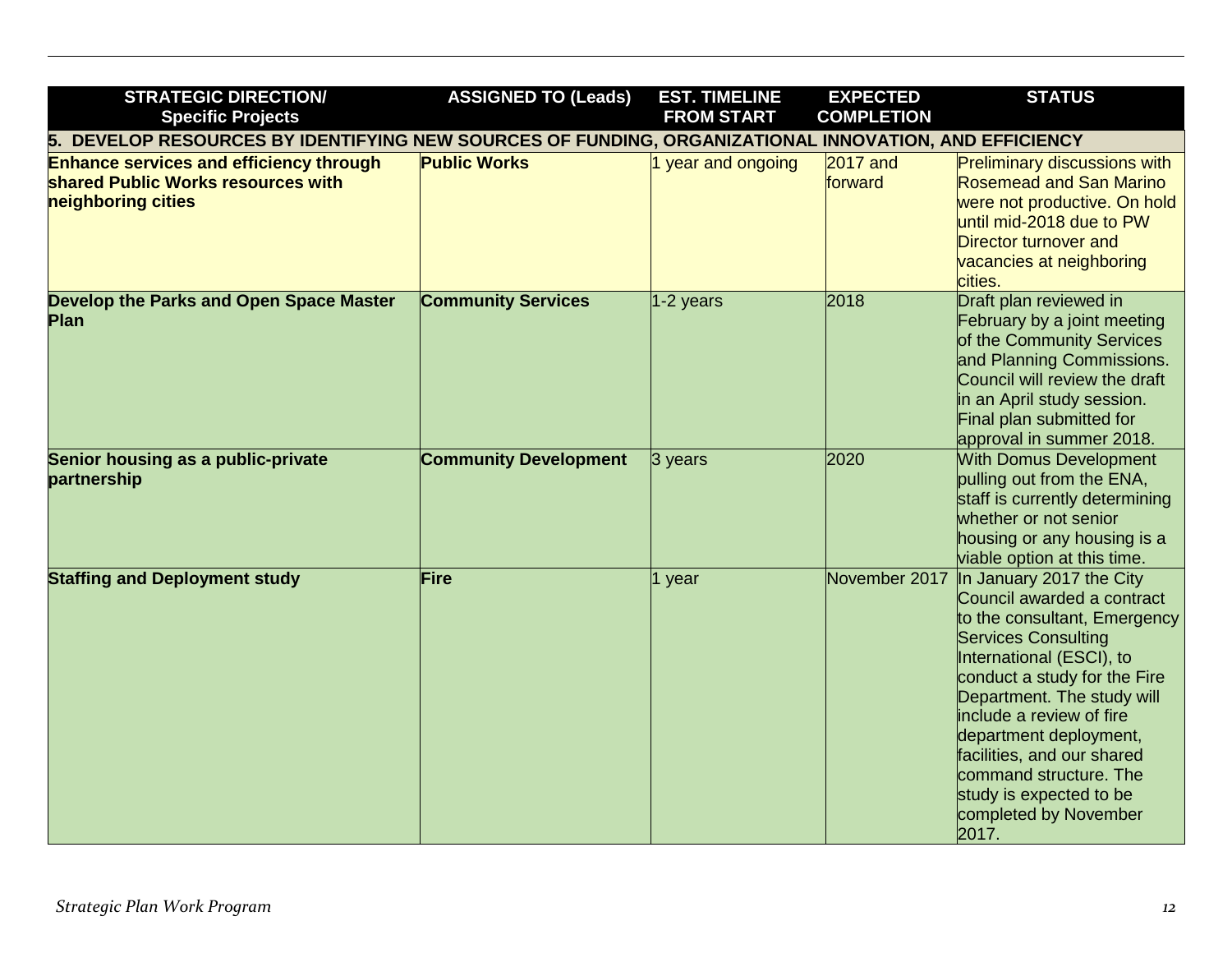| STRATEGIC DIRECTION/ Specific Projects | ASSIGNED TO (Leads) | EST. TIMELINE FROM START | EXPECTED COMPLETION | STATUS |
|---|---|---|---|---|
| **5. DEVELOP RESOURCES BY IDENTIFYING NEW SOURCES OF FUNDING, ORGANIZATIONAL INNOVATION, AND EFFICIENCY** | | | | |
| **Enhance services and efficiency through shared Public Works resources with neighboring cities** | **Public Works** | 1 year and ongoing | 2017 and forward | Preliminary discussions with Rosemead and San Marino were not productive. On hold until mid-2018 due to PW Director turnover and vacancies at neighboring cities. |
| **Develop the Parks and Open Space Master Plan** | **Community Services** | 1-2 years | 2018 | Draft plan reviewed in February by a joint meeting of the Community Services and Planning Commissions. Council will review the draft in an April study session. Final plan submitted for approval in summer 2018. |
| **Senior housing as a public-private partnership** | **Community Development** | 3 years | 2020 | With Domus Development pulling out from the ENA, staff is currently determining whether or not senior housing or any housing is a viable option at this time. |
| **Staffing and Deployment study** | **Fire** | 1 year | November 2017 | In January 2017 the City Council awarded a contract to the consultant, Emergency Services Consulting International (ESCI), to conduct a study for the Fire Department. The study will include a review of fire department deployment, facilities, and our shared command structure. The study is expected to be completed by November 2017. |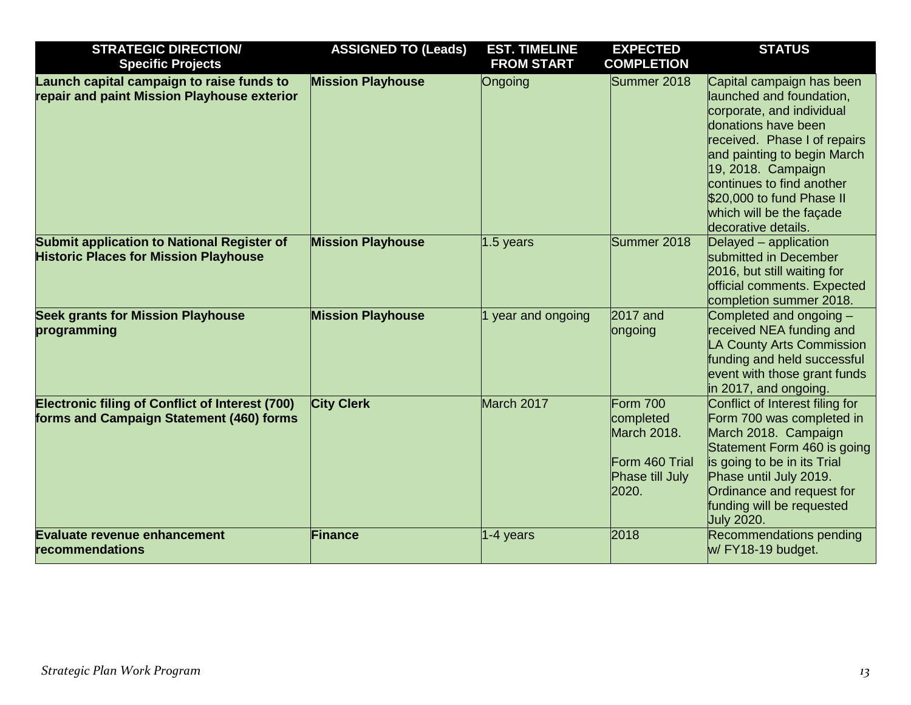| STRATEGIC DIRECTION/ Specific Projects | ASSIGNED TO (Leads) | EST. TIMELINE FROM START | EXPECTED COMPLETION | STATUS |
|---|---|---|---|---|
| **Launch capital campaign to raise funds to repair and paint Mission Playhouse exterior** | **Mission Playhouse** | Ongoing | Summer 2018 | Capital campaign has been launched and foundation, corporate, and individual donations have been received. Phase I of repairs and painting to begin March 19, 2018. Campaign continues to find another $20,000 to fund Phase II which will be the façade decorative details. |
| **Submit application to National Register of Historic Places for Mission Playhouse** | **Mission Playhouse** | 1.5 years | Summer 2018 | Delayed – application submitted in December 2016, but still waiting for official comments. Expected completion summer 2018. |
| **Seek grants for Mission Playhouse programming** | **Mission Playhouse** | 1 year and ongoing | 2017 and ongoing | Completed and ongoing – received NEA funding and LA County Arts Commission funding and held successful event with those grant funds in 2017, and ongoing. |
| **Electronic filing of Conflict of Interest (700) forms and Campaign Statement (460) forms** | **City Clerk** | March 2017 | Form 700 completed March 2018. Form 460 Trial Phase till July 2020. | Conflict of Interest filing for Form 700 was completed in March 2018. Campaign Statement Form 460 is going is going to be in its Trial Phase until July 2019. Ordinance and request for funding will be requested July 2020. |
| **Evaluate revenue enhancement recommendations** | **Finance** | 1-4 years | 2018 | Recommendations pending w/ FY18-19 budget. |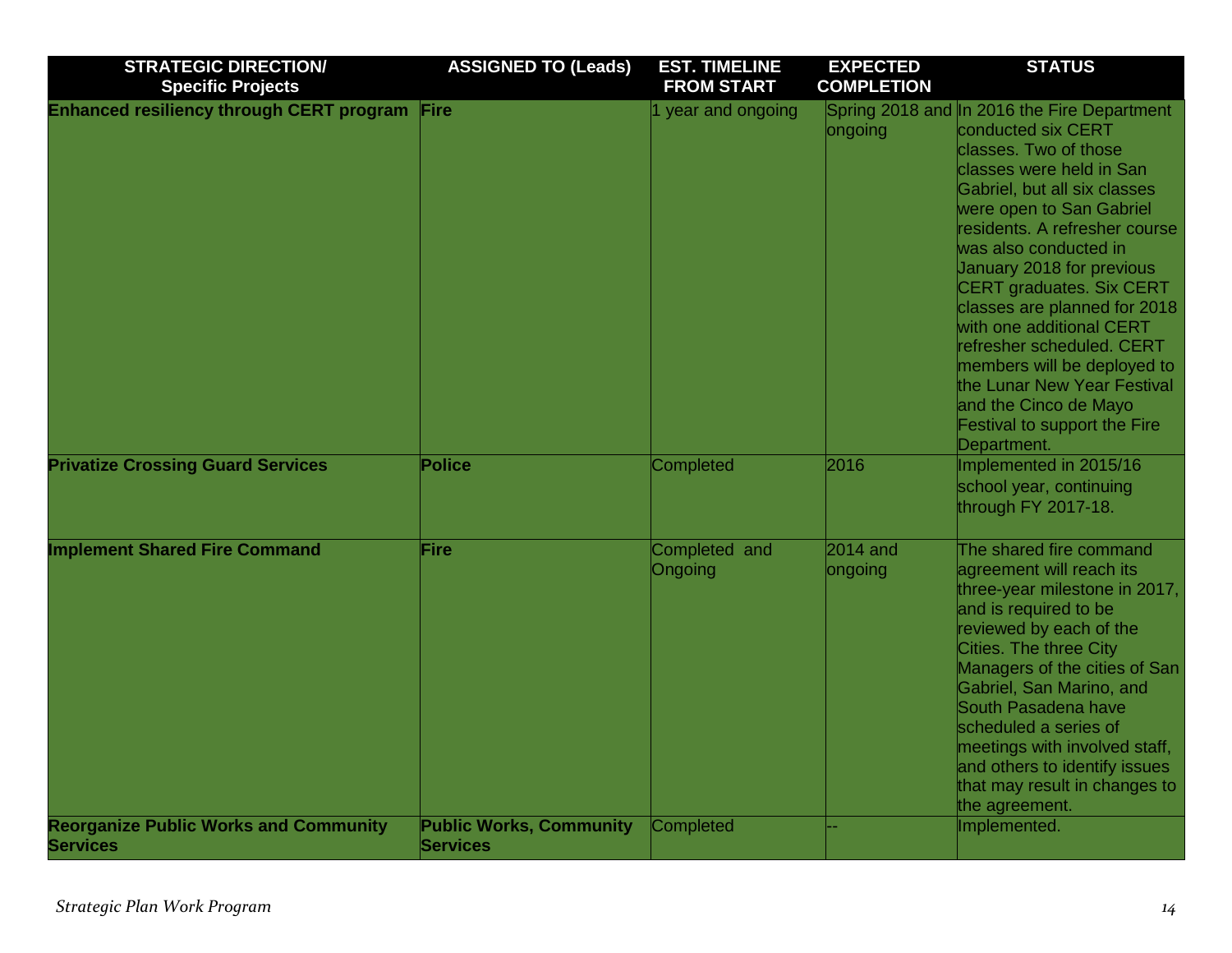| STRATEGIC DIRECTION/ Specific Projects | ASSIGNED TO (Leads) | EST. TIMELINE FROM START | EXPECTED COMPLETION | STATUS |
| --- | --- | --- | --- | --- |
| **Enhanced resiliency through CERT program** | **Fire** | 1 year and ongoing | Spring 2018 and ongoing | In 2016 the Fire Department conducted six CERT classes. Two of those classes were held in San Gabriel, but all six classes were open to San Gabriel residents. A refresher course was also conducted in January 2018 for previous CERT graduates. Six CERT classes are planned for 2018 with one additional CERT refresher scheduled. CERT members will be deployed to the Lunar New Year Festival and the Cinco de Mayo Festival to support the Fire Department. |
| **Privatize Crossing Guard Services** | **Police** | Completed | 2016 | Implemented in 2015/16 school year, continuing through FY 2017-18. |
| **Implement Shared Fire Command** | **Fire** | Completed and Ongoing | 2014 and ongoing | The shared fire command agreement will reach its three-year milestone in 2017, and is required to be reviewed by each of the Cities. The three City Managers of the cities of San Gabriel, San Marino, and South Pasadena have scheduled a series of meetings with involved staff, and others to identify issues that may result in changes to the agreement. |
| **Reorganize Public Works and Community Services** | **Public Works, Community Services** | Completed | -- | Implemented. |

*Strategic Plan Work Program*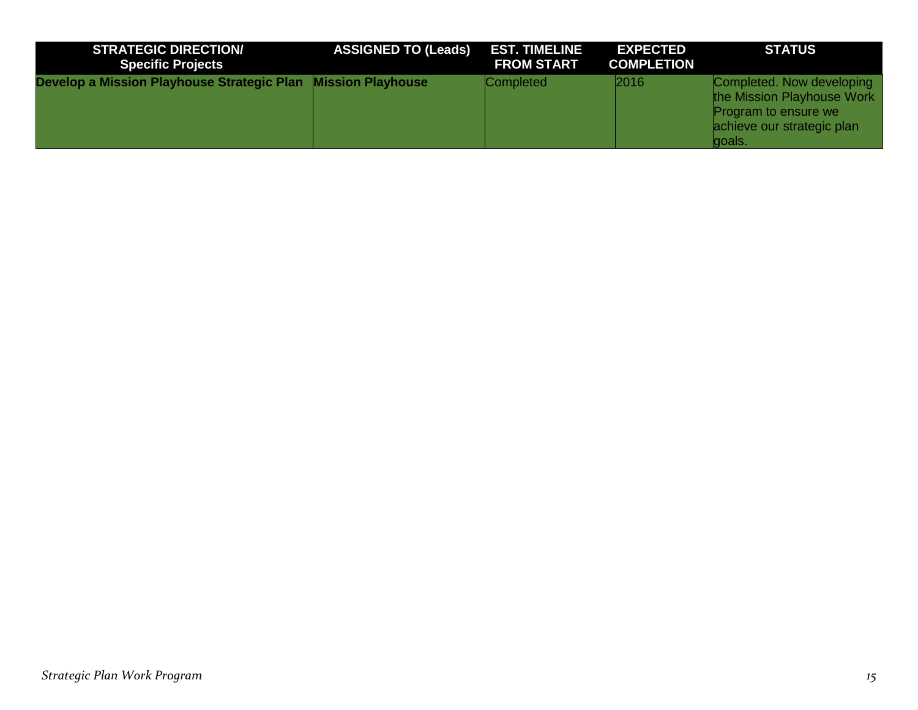| STRATEGIC DIRECTION/ Specific Projects | ASSIGNED TO (Leads) | EST. TIMELINE FROM START | EXPECTED COMPLETION | STATUS |
|---|---|---|---|---|
| **Develop a Mission Playhouse Strategic Plan** | **Mission Playhouse** | Completed | 2016 | Completed. Now developing the Mission Playhouse Work Program to ensure we achieve our strategic plan goals. |